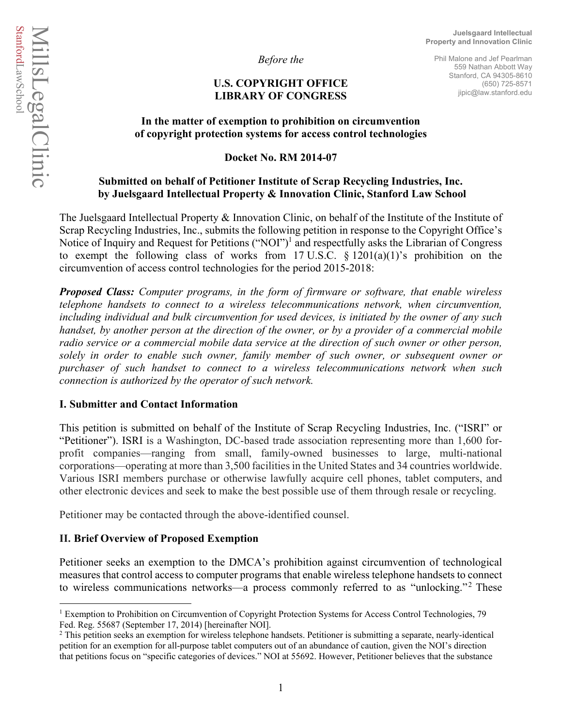Juelsgaard Intellectual Property and Innovation Clinic

Phil Malone and Jef Pearlman
559 Nathan Abbott Way
Stanford, CA 94305-8610
(650) 725-8571
jipic@law.stanford.edu

MillsLegalClinic
StanfordLawSchool

*Before the*

**U.S. COPYRIGHT OFFICE**
**LIBRARY OF CONGRESS**

**In the matter of exemption to prohibition on circumvention of copyright protection systems for access control technologies**

**Docket No. RM 2014-07**

**Submitted on behalf of Petitioner Institute of Scrap Recycling Industries, Inc. by Juelsgaard Intellectual Property & Innovation Clinic, Stanford Law School**

The Juelsgaard Intellectual Property & Innovation Clinic, on behalf of the Institute of the Institute of Scrap Recycling Industries, Inc., submits the following petition in response to the Copyright Office's Notice of Inquiry and Request for Petitions ("NOI")[1] and respectfully asks the Librarian of Congress to exempt the following class of works from 17 U.S.C. § 1201(a)(1)'s prohibition on the circumvention of access control technologies for the period 2015-2018:

***Proposed Class:*** *Computer programs, in the form of firmware or software, that enable wireless telephone handsets to connect to a wireless telecommunications network, when circumvention, including individual and bulk circumvention for used devices, is initiated by the owner of any such handset, by another person at the direction of the owner, or by a provider of a commercial mobile radio service or a commercial mobile data service at the direction of such owner or other person, solely in order to enable such owner, family member of such owner, or subsequent owner or purchaser of such handset to connect to a wireless telecommunications network when such connection is authorized by the operator of such network.*

## I. Submitter and Contact Information

This petition is submitted on behalf of the Institute of Scrap Recycling Industries, Inc. ("ISRI" or "Petitioner"). ISRI is a Washington, DC-based trade association representing more than 1,600 for-profit companies—ranging from small, family-owned businesses to large, multi-national corporations—operating at more than 3,500 facilities in the United States and 34 countries worldwide. Various ISRI members purchase or otherwise lawfully acquire cell phones, tablet computers, and other electronic devices and seek to make the best possible use of them through resale or recycling.

Petitioner may be contacted through the above-identified counsel.

## II. Brief Overview of Proposed Exemption

Petitioner seeks an exemption to the DMCA's prohibition against circumvention of technological measures that control access to computer programs that enable wireless telephone handsets to connect to wireless communications networks—a process commonly referred to as "unlocking."[2] These

---

[1] Exemption to Prohibition on Circumvention of Copyright Protection Systems for Access Control Technologies, 79 Fed. Reg. 55687 (September 17, 2014) [hereinafter NOI].

[2] This petition seeks an exemption for wireless telephone handsets. Petitioner is submitting a separate, nearly-identical petition for an exemption for all-purpose tablet computers out of an abundance of caution, given the NOI's direction that petitions focus on "specific categories of devices." NOI at 55692. However, Petitioner believes that the substance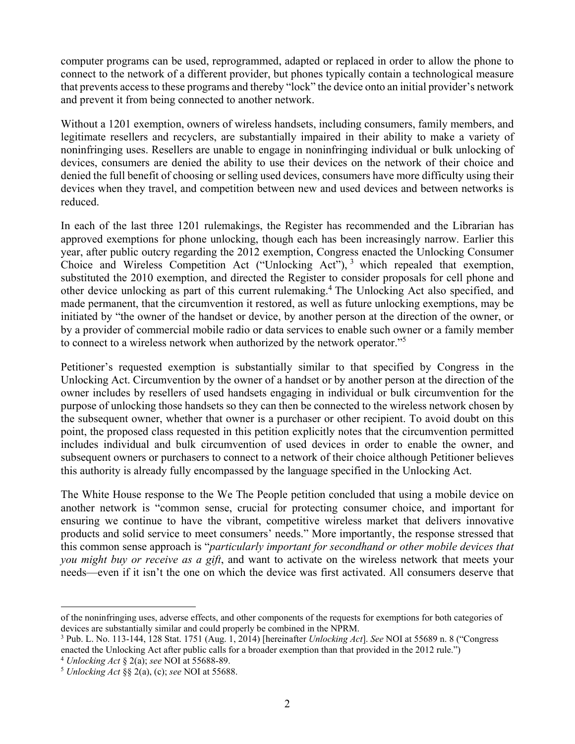computer programs can be used, reprogrammed, adapted or replaced in order to allow the phone to connect to the network of a different provider, but phones typically contain a technological measure that prevents access to these programs and thereby "lock" the device onto an initial provider's network and prevent it from being connected to another network.

Without a 1201 exemption, owners of wireless handsets, including consumers, family members, and legitimate resellers and recyclers, are substantially impaired in their ability to make a variety of noninfringing uses. Resellers are unable to engage in noninfringing individual or bulk unlocking of devices, consumers are denied the ability to use their devices on the network of their choice and denied the full benefit of choosing or selling used devices, consumers have more difficulty using their devices when they travel, and competition between new and used devices and between networks is reduced.

In each of the last three 1201 rulemakings, the Register has recommended and the Librarian has approved exemptions for phone unlocking, though each has been increasingly narrow. Earlier this year, after public outcry regarding the 2012 exemption, Congress enacted the Unlocking Consumer Choice and Wireless Competition Act ("Unlocking Act"),[3] which repealed that exemption, substituted the 2010 exemption, and directed the Register to consider proposals for cell phone and other device unlocking as part of this current rulemaking.[4] The Unlocking Act also specified, and made permanent, that the circumvention it restored, as well as future unlocking exemptions, may be initiated by "the owner of the handset or device, by another person at the direction of the owner, or by a provider of commercial mobile radio or data services to enable such owner or a family member to connect to a wireless network when authorized by the network operator."[5]

Petitioner's requested exemption is substantially similar to that specified by Congress in the Unlocking Act. Circumvention by the owner of a handset or by another person at the direction of the owner includes by resellers of used handsets engaging in individual or bulk circumvention for the purpose of unlocking those handsets so they can then be connected to the wireless network chosen by the subsequent owner, whether that owner is a purchaser or other recipient. To avoid doubt on this point, the proposed class requested in this petition explicitly notes that the circumvention permitted includes individual and bulk circumvention of used devices in order to enable the owner, and subsequent owners or purchasers to connect to a network of their choice although Petitioner believes this authority is already fully encompassed by the language specified in the Unlocking Act.

The White House response to the We The People petition concluded that using a mobile device on another network is "common sense, crucial for protecting consumer choice, and important for ensuring we continue to have the vibrant, competitive wireless market that delivers innovative products and solid service to meet consumers' needs." More importantly, the response stressed that this common sense approach is "*particularly important for secondhand or other mobile devices that you might buy or receive as a gift*, and want to activate on the wireless network that meets your needs—even if it isn't the one on which the device was first activated. All consumers deserve that

---

of the noninfringing uses, adverse effects, and other components of the requests for exemptions for both categories of devices are substantially similar and could properly be combined in the NPRM.

[3] Pub. L. No. 113-144, 128 Stat. 1751 (Aug. 1, 2014) [hereinafter *Unlocking Act*]. *See* NOI at 55689 n. 8 ("Congress enacted the Unlocking Act after public calls for a broader exemption than that provided in the 2012 rule.")

[4] *Unlocking Act* § 2(a); *see* NOI at 55688-89.

[5] *Unlocking Act* §§ 2(a), (c); *see* NOI at 55688.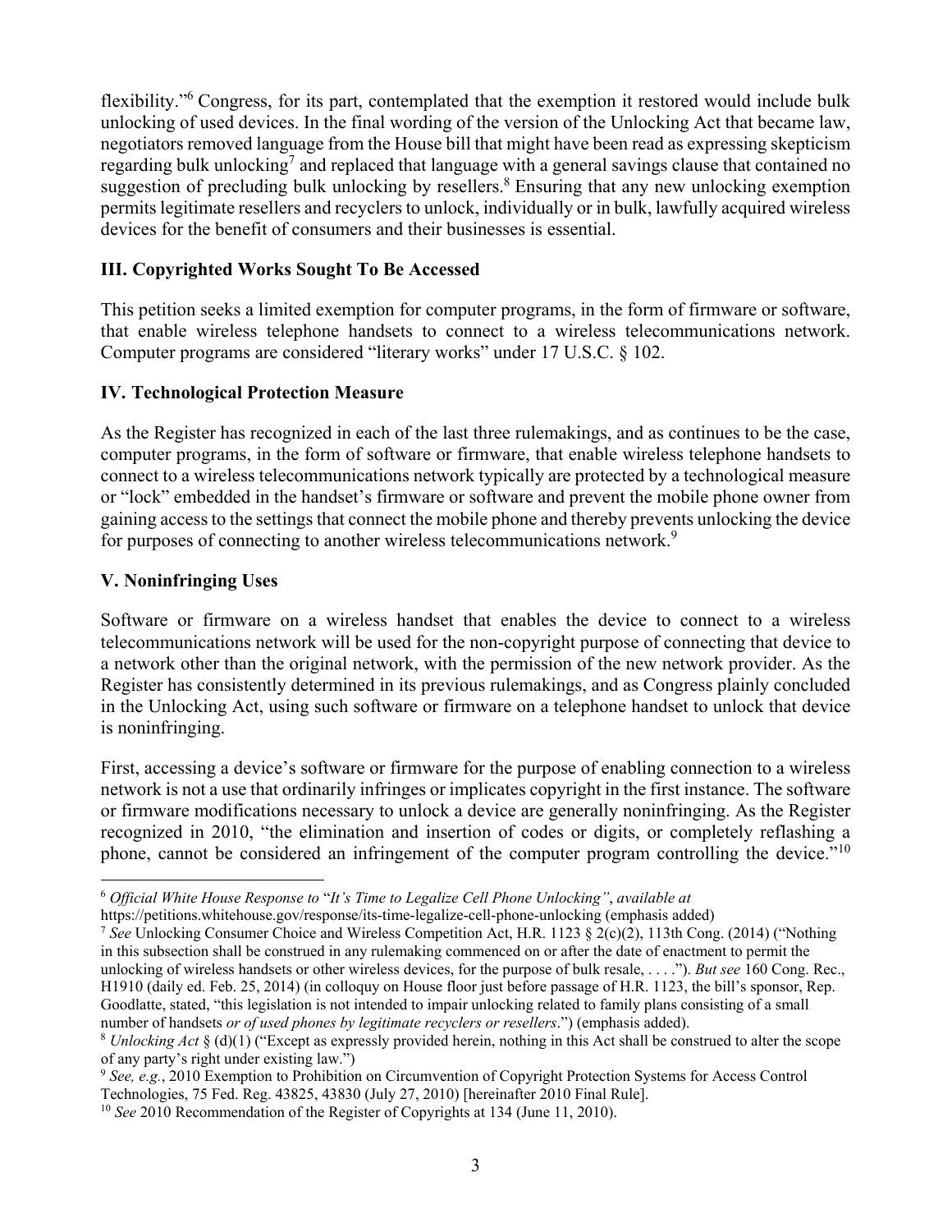flexibility."[6] Congress, for its part, contemplated that the exemption it restored would include bulk unlocking of used devices. In the final wording of the version of the Unlocking Act that became law, negotiators removed language from the House bill that might have been read as expressing skepticism regarding bulk unlocking[7] and replaced that language with a general savings clause that contained no suggestion of precluding bulk unlocking by resellers.[8] Ensuring that any new unlocking exemption permits legitimate resellers and recyclers to unlock, individually or in bulk, lawfully acquired wireless devices for the benefit of consumers and their businesses is essential.

### III. Copyrighted Works Sought To Be Accessed

This petition seeks a limited exemption for computer programs, in the form of firmware or software, that enable wireless telephone handsets to connect to a wireless telecommunications network. Computer programs are considered "literary works" under 17 U.S.C. § 102.

### IV. Technological Protection Measure

As the Register has recognized in each of the last three rulemakings, and as continues to be the case, computer programs, in the form of software or firmware, that enable wireless telephone handsets to connect to a wireless telecommunications network typically are protected by a technological measure or "lock" embedded in the handset's firmware or software and prevent the mobile phone owner from gaining access to the settings that connect the mobile phone and thereby prevents unlocking the device for purposes of connecting to another wireless telecommunications network.[9]

### V. Noninfringing Uses

Software or firmware on a wireless handset that enables the device to connect to a wireless telecommunications network will be used for the non-copyright purpose of connecting that device to a network other than the original network, with the permission of the new network provider. As the Register has consistently determined in its previous rulemakings, and as Congress plainly concluded in the Unlocking Act, using such software or firmware on a telephone handset to unlock that device is noninfringing.

First, accessing a device's software or firmware for the purpose of enabling connection to a wireless network is not a use that ordinarily infringes or implicates copyright in the first instance. The software or firmware modifications necessary to unlock a device are generally noninfringing. As the Register recognized in 2010, "the elimination and insertion of codes or digits, or completely reflashing a phone, cannot be considered an infringement of the computer program controlling the device."[10]

---

[6] *Official White House Response to* "*It's Time to Legalize Cell Phone Unlocking*", *available at* https://petitions.whitehouse.gov/response/its-time-legalize-cell-phone-unlocking (emphasis added)

[7] *See* Unlocking Consumer Choice and Wireless Competition Act, H.R. 1123 § 2(c)(2), 113th Cong. (2014) ("Nothing in this subsection shall be construed in any rulemaking commenced on or after the date of enactment to permit the unlocking of wireless handsets or other wireless devices, for the purpose of bulk resale, . . . ."). *But see* 160 Cong. Rec., H1910 (daily ed. Feb. 25, 2014) (in colloquy on House floor just before passage of H.R. 1123, the bill's sponsor, Rep. Goodlatte, stated, "this legislation is not intended to impair unlocking related to family plans consisting of a small number of handsets *or of used phones by legitimate recyclers or resellers*.") (emphasis added).

[8] *Unlocking Act* § (d)(1) ("Except as expressly provided herein, nothing in this Act shall be construed to alter the scope of any party's right under existing law.")

[9] *See, e.g.*, 2010 Exemption to Prohibition on Circumvention of Copyright Protection Systems for Access Control Technologies, 75 Fed. Reg. 43825, 43830 (July 27, 2010) [hereinafter 2010 Final Rule].

[10] *See* 2010 Recommendation of the Register of Copyrights at 134 (June 11, 2010).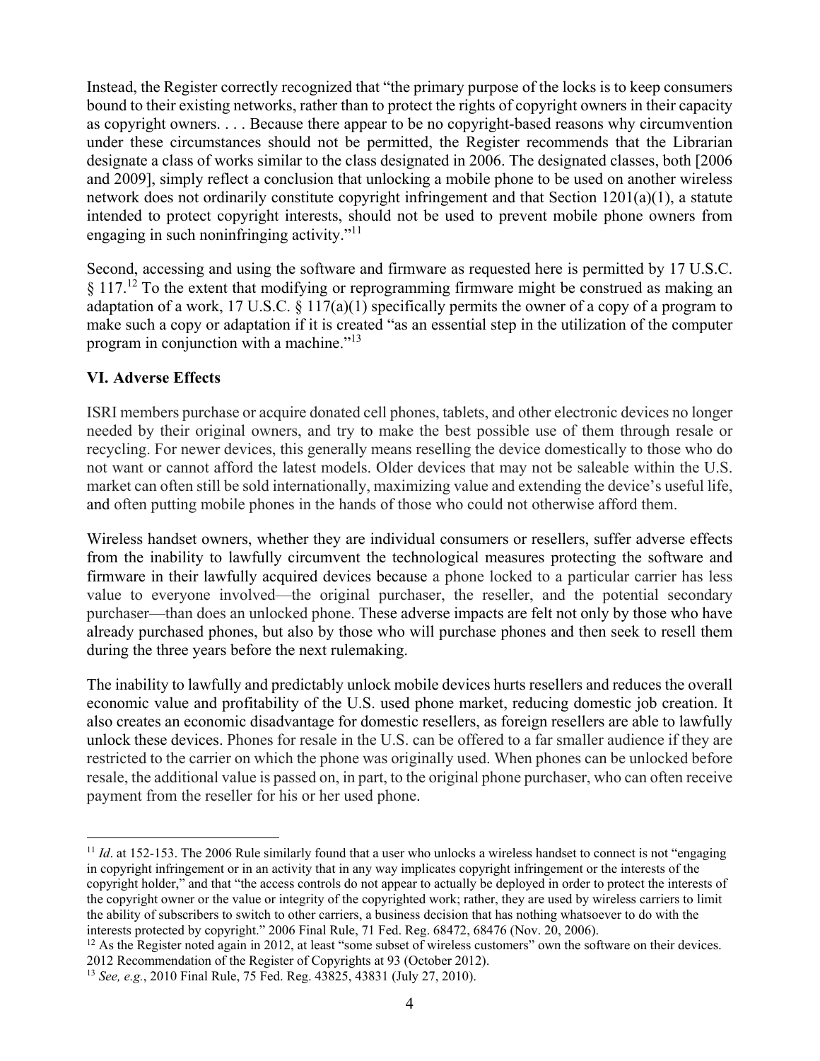Instead, the Register correctly recognized that "the primary purpose of the locks is to keep consumers bound to their existing networks, rather than to protect the rights of copyright owners in their capacity as copyright owners. . . . Because there appear to be no copyright-based reasons why circumvention under these circumstances should not be permitted, the Register recommends that the Librarian designate a class of works similar to the class designated in 2006. The designated classes, both [2006 and 2009], simply reflect a conclusion that unlocking a mobile phone to be used on another wireless network does not ordinarily constitute copyright infringement and that Section 1201(a)(1), a statute intended to protect copyright interests, should not be used to prevent mobile phone owners from engaging in such noninfringing activity."[11]

Second, accessing and using the software and firmware as requested here is permitted by 17 U.S.C. § 117.[12] To the extent that modifying or reprogramming firmware might be construed as making an adaptation of a work, 17 U.S.C. § 117(a)(1) specifically permits the owner of a copy of a program to make such a copy or adaptation if it is created "as an essential step in the utilization of the computer program in conjunction with a machine."[13]

### VI. Adverse Effects

ISRI members purchase or acquire donated cell phones, tablets, and other electronic devices no longer needed by their original owners, and try to make the best possible use of them through resale or recycling. For newer devices, this generally means reselling the device domestically to those who do not want or cannot afford the latest models. Older devices that may not be saleable within the U.S. market can often still be sold internationally, maximizing value and extending the device's useful life, and often putting mobile phones in the hands of those who could not otherwise afford them.

Wireless handset owners, whether they are individual consumers or resellers, suffer adverse effects from the inability to lawfully circumvent the technological measures protecting the software and firmware in their lawfully acquired devices because a phone locked to a particular carrier has less value to everyone involved—the original purchaser, the reseller, and the potential secondary purchaser—than does an unlocked phone. These adverse impacts are felt not only by those who have already purchased phones, but also by those who will purchase phones and then seek to resell them during the three years before the next rulemaking.

The inability to lawfully and predictably unlock mobile devices hurts resellers and reduces the overall economic value and profitability of the U.S. used phone market, reducing domestic job creation. It also creates an economic disadvantage for domestic resellers, as foreign resellers are able to lawfully unlock these devices. Phones for resale in the U.S. can be offered to a far smaller audience if they are restricted to the carrier on which the phone was originally used. When phones can be unlocked before resale, the additional value is passed on, in part, to the original phone purchaser, who can often receive payment from the reseller for his or her used phone.

---

[11] *Id*. at 152-153. The 2006 Rule similarly found that a user who unlocks a wireless handset to connect is not "engaging in copyright infringement or in an activity that in any way implicates copyright infringement or the interests of the copyright holder," and that "the access controls do not appear to actually be deployed in order to protect the interests of the copyright owner or the value or integrity of the copyrighted work; rather, they are used by wireless carriers to limit the ability of subscribers to switch to other carriers, a business decision that has nothing whatsoever to do with the interests protected by copyright." 2006 Final Rule, 71 Fed. Reg. 68472, 68476 (Nov. 20, 2006).

[12] As the Register noted again in 2012, at least "some subset of wireless customers" own the software on their devices. 2012 Recommendation of the Register of Copyrights at 93 (October 2012).

[13] *See, e.g.*, 2010 Final Rule, 75 Fed. Reg. 43825, 43831 (July 27, 2010).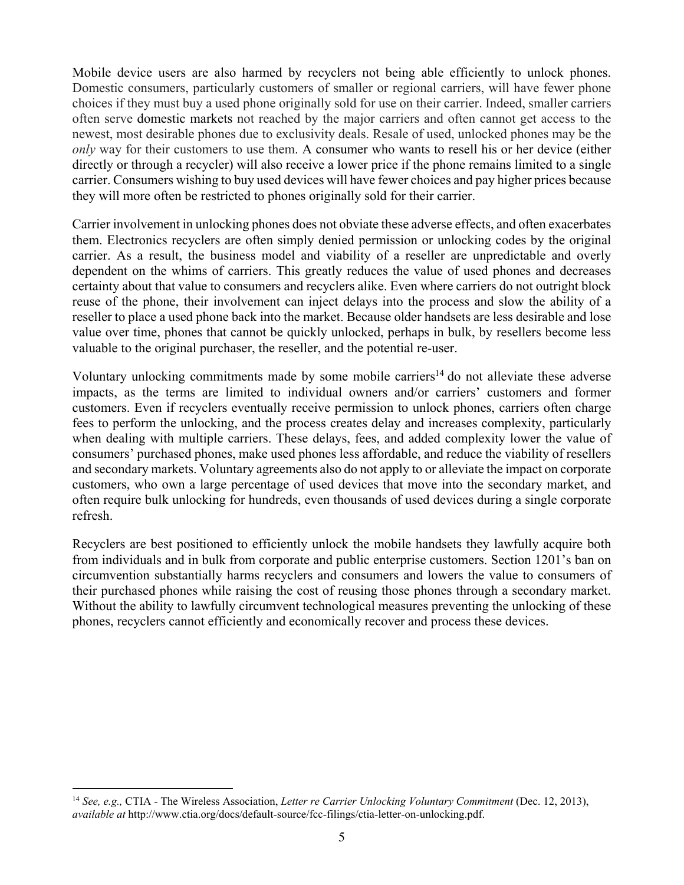Mobile device users are also harmed by recyclers not being able efficiently to unlock phones. Domestic consumers, particularly customers of smaller or regional carriers, will have fewer phone choices if they must buy a used phone originally sold for use on their carrier. Indeed, smaller carriers often serve domestic markets not reached by the major carriers and often cannot get access to the newest, most desirable phones due to exclusivity deals. Resale of used, unlocked phones may be the *only* way for their customers to use them. A consumer who wants to resell his or her device (either directly or through a recycler) will also receive a lower price if the phone remains limited to a single carrier. Consumers wishing to buy used devices will have fewer choices and pay higher prices because they will more often be restricted to phones originally sold for their carrier.

Carrier involvement in unlocking phones does not obviate these adverse effects, and often exacerbates them. Electronics recyclers are often simply denied permission or unlocking codes by the original carrier. As a result, the business model and viability of a reseller are unpredictable and overly dependent on the whims of carriers. This greatly reduces the value of used phones and decreases certainty about that value to consumers and recyclers alike. Even where carriers do not outright block reuse of the phone, their involvement can inject delays into the process and slow the ability of a reseller to place a used phone back into the market. Because older handsets are less desirable and lose value over time, phones that cannot be quickly unlocked, perhaps in bulk, by resellers become less valuable to the original purchaser, the reseller, and the potential re-user.

Voluntary unlocking commitments made by some mobile carriers[14] do not alleviate these adverse impacts, as the terms are limited to individual owners and/or carriers' customers and former customers. Even if recyclers eventually receive permission to unlock phones, carriers often charge fees to perform the unlocking, and the process creates delay and increases complexity, particularly when dealing with multiple carriers. These delays, fees, and added complexity lower the value of consumers' purchased phones, make used phones less affordable, and reduce the viability of resellers and secondary markets. Voluntary agreements also do not apply to or alleviate the impact on corporate customers, who own a large percentage of used devices that move into the secondary market, and often require bulk unlocking for hundreds, even thousands of used devices during a single corporate refresh.

Recyclers are best positioned to efficiently unlock the mobile handsets they lawfully acquire both from individuals and in bulk from corporate and public enterprise customers. Section 1201's ban on circumvention substantially harms recyclers and consumers and lowers the value to consumers of their purchased phones while raising the cost of reusing those phones through a secondary market. Without the ability to lawfully circumvent technological measures preventing the unlocking of these phones, recyclers cannot efficiently and economically recover and process these devices.

---

[14] *See, e.g.,* CTIA - The Wireless Association, *Letter re Carrier Unlocking Voluntary Commitment* (Dec. 12, 2013), *available at* http://www.ctia.org/docs/default-source/fcc-filings/ctia-letter-on-unlocking.pdf.